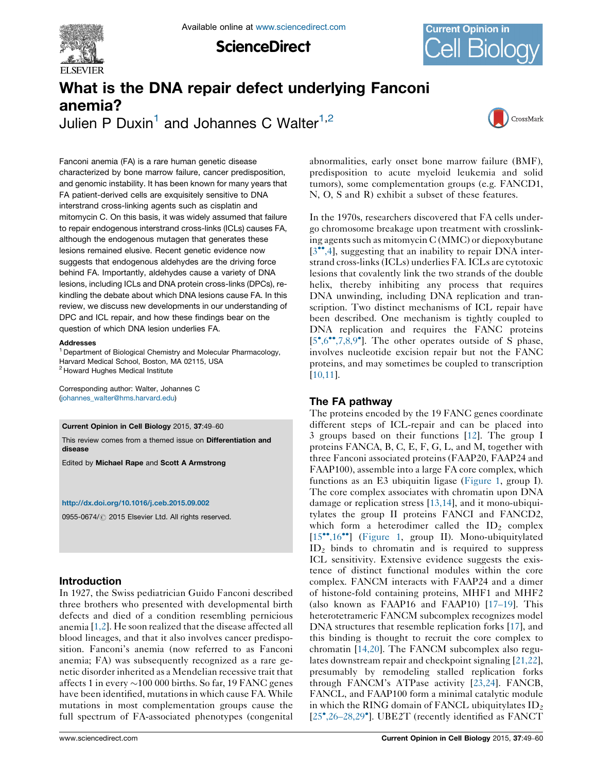# What is the DNA repair defect underlying Fanconi anemia?

Julien P Duxin[1] and Johannes C Walter[1,2]

Fanconi anemia (FA) is a rare human genetic disease characterized by bone marrow failure, cancer predisposition, and genomic instability. It has been known for many years that FA patient-derived cells are exquisitely sensitive to DNA interstrand cross-linking agents such as cisplatin and mitomycin C. On this basis, it was widely assumed that failure to repair endogenous interstrand cross-links (ICLs) causes FA, although the endogenous mutagen that generates these lesions remained elusive. Recent genetic evidence now suggests that endogenous aldehydes are the driving force behind FA. Importantly, aldehydes cause a variety of DNA lesions, including ICLs and DNA protein cross-links (DPCs), re-kindling the debate about which DNA lesions cause FA. In this review, we discuss new developments in our understanding of DPC and ICL repair, and how these findings bear on the question of which DNA lesion underlies FA.

**Addresses**

[1] Department of Biological Chemistry and Molecular Pharmacology, Harvard Medical School, Boston, MA 02115, USA

[2] Howard Hughes Medical Institute

Corresponding author: Walter, Johannes C (johannes_walter@hms.harvard.edu)

**Current Opinion in Cell Biology** 2015, **37**:49–60

This review comes from a themed issue on **Differentiation and disease**

Edited by **Michael Rape** and **Scott A Armstrong**

http://dx.doi.org/10.1016/j.ceb.2015.09.002

0955-0674/© 2015 Elsevier Ltd. All rights reserved.

## Introduction

In 1927, the Swiss pediatrician Guido Fanconi described three brothers who presented with developmental birth defects and died of a condition resembling pernicious anemia [1,2]. He soon realized that the disease affected all blood lineages, and that it also involves cancer predisposition. Fanconi's anemia (now referred to as Fanconi anemia; FA) was subsequently recognized as a rare genetic disorder inherited as a Mendelian recessive trait that affects 1 in every ~100 000 births. So far, 19 FANC genes have been identified, mutations in which cause FA. While mutations in most complementation groups cause the full spectrum of FA-associated phenotypes (congenital abnormalities, early onset bone marrow failure (BMF), predisposition to acute myeloid leukemia and solid tumors), some complementation groups (e.g. FANCD1, N, O, S and R) exhibit a subset of these features.

In the 1970s, researchers discovered that FA cells undergo chromosome breakage upon treatment with crosslinking agents such as mitomycin C (MMC) or diepoxybutane [3••,4], suggesting that an inability to repair DNA interstrand cross-links (ICLs) underlies FA. ICLs are cytotoxic lesions that covalently link the two strands of the double helix, thereby inhibiting any process that requires DNA unwinding, including DNA replication and transcription. Two distinct mechanisms of ICL repair have been described. One mechanism is tightly coupled to DNA replication and requires the FANC proteins [5•,6••,7,8,9•]. The other operates outside of S phase, involves nucleotide excision repair but not the FANC proteins, and may sometimes be coupled to transcription [10,11].

## The FA pathway

The proteins encoded by the 19 FANC genes coordinate different steps of ICL-repair and can be placed into 3 groups based on their functions [12]. The group I proteins FANCA, B, C, E, F, G, L, and M, together with three Fanconi associated proteins (FAAP20, FAAP24 and FAAP100), assemble into a large FA core complex, which functions as an E3 ubiquitin ligase (Figure 1, group I). The core complex associates with chromatin upon DNA damage or replication stress [13,14], and it mono-ubiquitylates the group II proteins FANCI and FANCD2, which form a heterodimer called the $ID_2$ complex [15••,16••] (Figure 1, group II). Mono-ubiquitylated $ID_2$ binds to chromatin and is required to suppress ICL sensitivity. Extensive evidence suggests the existence of distinct functional modules within the core complex. FANCM interacts with FAAP24 and a dimer of histone-fold containing proteins, MHF1 and MHF2 (also known as FAAP16 and FAAP10) [17–19]. This heterotetrameric FANCM subcomplex recognizes model DNA structures that resemble replication forks [17], and this binding is thought to recruit the core complex to chromatin [14,20]. The FANCM subcomplex also regulates downstream repair and checkpoint signaling [21,22], presumably by remodeling stalled replication forks through FANCM's ATPase activity [23,24]. FANCB, FANCL, and FAAP100 form a minimal catalytic module in which the RING domain of FANCL ubiquitylates $ID_2$ [25•,26–28,29•]. UBE2T (recently identified as FANCT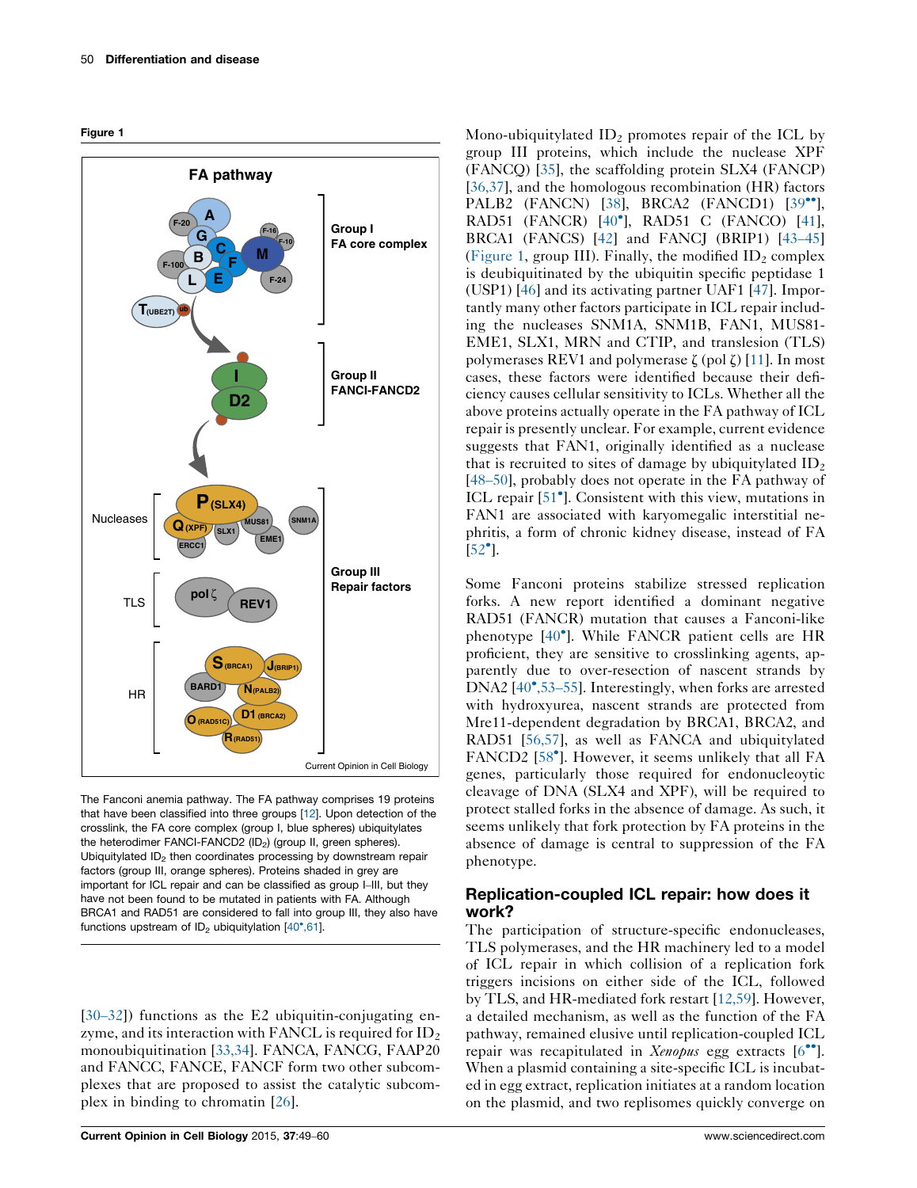**Figure 1**

The Fanconi anemia pathway. The FA pathway comprises 19 proteins that have been classified into three groups [12]. Upon detection of the crosslink, the FA core complex (group I, blue spheres) ubiquitylates the heterodimer FANCI-FANCD2 ($ID_2$) (group II, green spheres). Ubiquitylated $ID_2$ then coordinates processing by downstream repair factors (group III, orange spheres). Proteins shaded in grey are important for ICL repair and can be classified as group I–III, but they have not been found to be mutated in patients with FA. Although BRCA1 and RAD51 are considered to fall into group III, they also have functions upstream of $ID_2$ ubiquitylation [40•,61].

[30–32]) functions as the E2 ubiquitin-conjugating enzyme, and its interaction with FANCL is required for $ID_2$ monoubiquitination [33,34]. FANCA, FANCG, FAAP20 and FANCC, FANCE, FANCF form two other subcomplexes that are proposed to assist the catalytic subcomplex in binding to chromatin [26].

Mono-ubiquitylated $ID_2$ promotes repair of the ICL by group III proteins, which include the nuclease XPF (FANCQ) [35], the scaffolding protein SLX4 (FANCP) [36,37], and the homologous recombination (HR) factors PALB2 (FANCN) [38], BRCA2 (FANCD1) [39••], RAD51 (FANCR) [40•], RAD51 C (FANCO) [41], BRCA1 (FANCS) [42] and FANCJ (BRIP1) [43–45] (Figure 1, group III). Finally, the modified $ID_2$ complex is deubiquitinated by the ubiquitin specific peptidase 1 (USP1) [46] and its activating partner UAF1 [47]. Importantly many other factors participate in ICL repair including the nucleases SNM1A, SNM1B, FAN1, MUS81-EME1, SLX1, MRN and CTIP, and translesion (TLS) polymerases REV1 and polymerase ζ (pol ζ) [11]. In most cases, these factors were identified because their deficiency causes cellular sensitivity to ICLs. Whether all the above proteins actually operate in the FA pathway of ICL repair is presently unclear. For example, current evidence suggests that FAN1, originally identified as a nuclease that is recruited to sites of damage by ubiquitylated $ID_2$ [48–50], probably does not operate in the FA pathway of ICL repair [51•]. Consistent with this view, mutations in FAN1 are associated with karyomegalic interstitial nephritis, a form of chronic kidney disease, instead of FA [52•].

Some Fanconi proteins stabilize stressed replication forks. A new report identified a dominant negative RAD51 (FANCR) mutation that causes a Fanconi-like phenotype [40•]. While FANCR patient cells are HR proficient, they are sensitive to crosslinking agents, apparently due to over-resection of nascent strands by DNA2 [40•,53–55]. Interestingly, when forks are arrested with hydroxyurea, nascent strands are protected from Mre11-dependent degradation by BRCA1, BRCA2, and RAD51 [56,57], as well as FANCA and ubiquitylated FANCD2 [58•]. However, it seems unlikely that all FA genes, particularly those required for endonucleoytic cleavage of DNA (SLX4 and XPF), will be required to protect stalled forks in the absence of damage. As such, it seems unlikely that fork protection by FA proteins in the absence of damage is central to suppression of the FA phenotype.

## Replication-coupled ICL repair: how does it work?

The participation of structure-specific endonucleases, TLS polymerases, and the HR machinery led to a model of ICL repair in which collision of a replication fork triggers incisions on either side of the ICL, followed by TLS, and HR-mediated fork restart [12,59]. However, a detailed mechanism, as well as the function of the FA pathway, remained elusive until replication-coupled ICL repair was recapitulated in *Xenopus* egg extracts [6••]. When a plasmid containing a site-specific ICL is incubated in egg extract, replication initiates at a random location on the plasmid, and two replisomes quickly converge on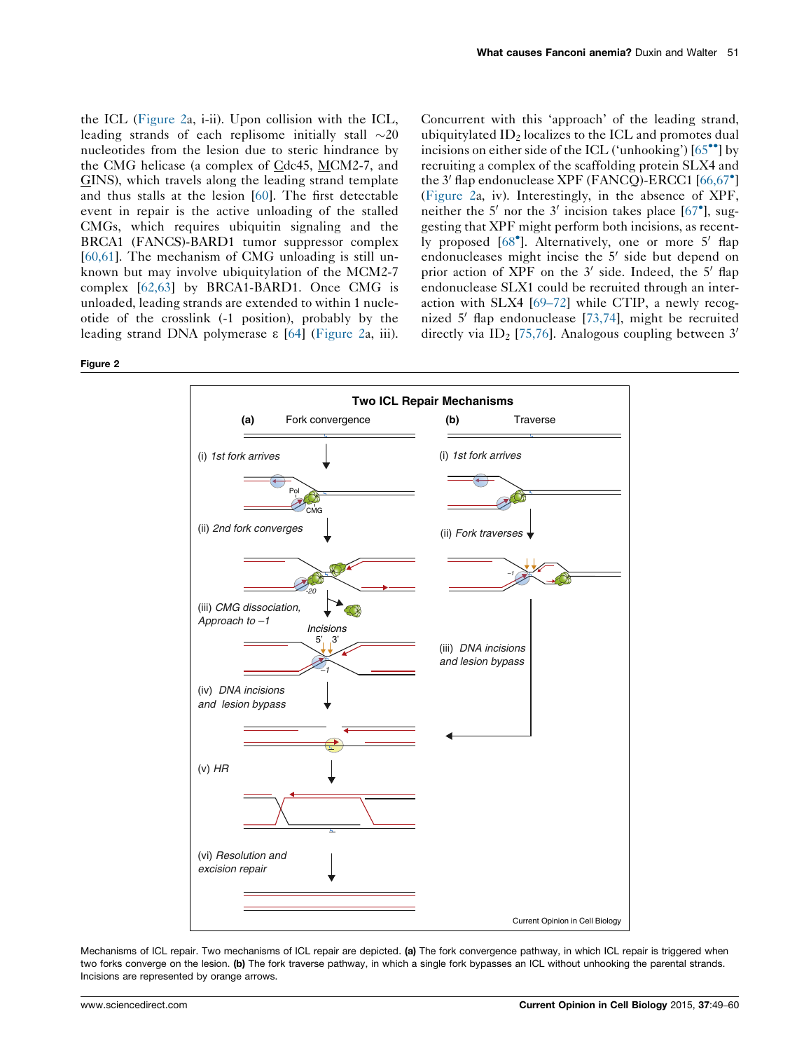the ICL (Figure 2a, i-ii). Upon collision with the ICL, leading strands of each replisome initially stall ~20 nucleotides from the lesion due to steric hindrance by the CMG helicase (a complex of Cdc45, MCM2-7, and GINS), which travels along the leading strand template and thus stalls at the lesion [60]. The first detectable event in repair is the active unloading of the stalled CMGs, which requires ubiquitin signaling and the BRCA1 (FANCS)-BARD1 tumor suppressor complex [60,61]. The mechanism of CMG unloading is still unknown but may involve ubiquitylation of the MCM2-7 complex [62,63] by BRCA1-BARD1. Once CMG is unloaded, leading strands are extended to within 1 nucleotide of the crosslink (-1 position), probably by the leading strand DNA polymerase ε [64] (Figure 2a, iii). Concurrent with this 'approach' of the leading strand, ubiquitylated $ID_2$ localizes to the ICL and promotes dual incisions on either side of the ICL ('unhooking') [65••] by recruiting a complex of the scaffolding protein SLX4 and the 3′ flap endonuclease XPF (FANCQ)-ERCC1 [66,67•] (Figure 2a, iv). Interestingly, in the absence of XPF, neither the 5′ nor the 3′ incision takes place [67•], suggesting that XPF might perform both incisions, as recently proposed [68•]. Alternatively, one or more 5′ flap endonucleases might incise the 5′ side but depend on prior action of XPF on the 3′ side. Indeed, the 5′ flap endonuclease SLX1 could be recruited through an interaction with SLX4 [69–72] while CTIP, a newly recognized 5′ flap endonuclease [73,74], might be recruited directly via $ID_2$ [75,76]. Analogous coupling between 3′

**Figure 2**

Mechanisms of ICL repair. Two mechanisms of ICL repair are depicted. **(a)** The fork convergence pathway, in which ICL repair is triggered when two forks converge on the lesion. **(b)** The fork traverse pathway, in which a single fork bypasses an ICL without unhooking the parental strands. Incisions are represented by orange arrows.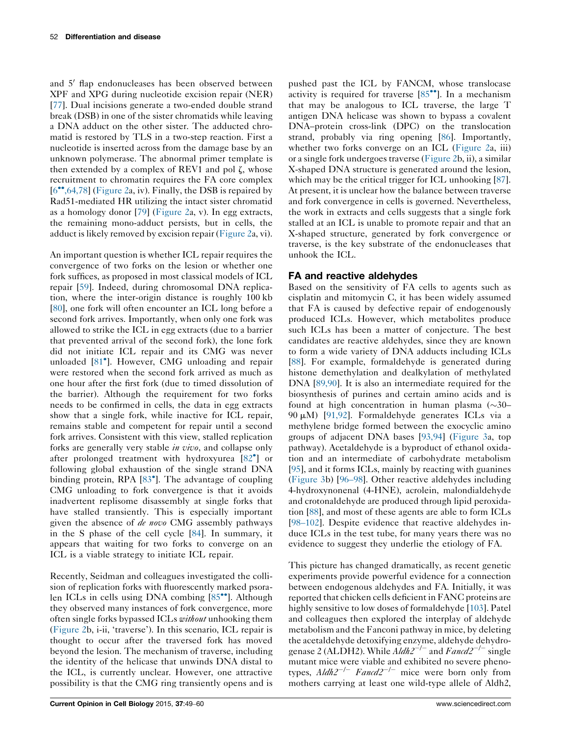and 5′ flap endonucleases has been observed between XPF and XPG during nucleotide excision repair (NER) [77]. Dual incisions generate a two-ended double strand break (DSB) in one of the sister chromatids while leaving a DNA adduct on the other sister. The adducted chromatid is restored by TLS in a two-step reaction. First a nucleotide is inserted across from the damage base by an unknown polymerase. The abnormal primer template is then extended by a complex of REV1 and pol ζ, whose recruitment to chromatin requires the FA core complex [6••,64,78] (Figure 2a, iv). Finally, the DSB is repaired by Rad51-mediated HR utilizing the intact sister chromatid as a homology donor [79] (Figure 2a, v). In egg extracts, the remaining mono-adduct persists, but in cells, the adduct is likely removed by excision repair (Figure 2a, vi).

An important question is whether ICL repair requires the convergence of two forks on the lesion or whether one fork suffices, as proposed in most classical models of ICL repair [59]. Indeed, during chromosomal DNA replication, where the inter-origin distance is roughly 100 kb [80], one fork will often encounter an ICL long before a second fork arrives. Importantly, when only one fork was allowed to strike the ICL in egg extracts (due to a barrier that prevented arrival of the second fork), the lone fork did not initiate ICL repair and its CMG was never unloaded [81•]. However, CMG unloading and repair were restored when the second fork arrived as much as one hour after the first fork (due to timed dissolution of the barrier). Although the requirement for two forks needs to be confirmed in cells, the data in egg extracts show that a single fork, while inactive for ICL repair, remains stable and competent for repair until a second fork arrives. Consistent with this view, stalled replication forks are generally very stable *in vivo*, and collapse only after prolonged treatment with hydroxyurea [82•] or following global exhaustion of the single strand DNA binding protein, RPA [83•]. The advantage of coupling CMG unloading to fork convergence is that it avoids inadvertent replisome disassembly at single forks that have stalled transiently. This is especially important given the absence of *de novo* CMG assembly pathways in the S phase of the cell cycle [84]. In summary, it appears that waiting for two forks to converge on an ICL is a viable strategy to initiate ICL repair.

Recently, Seidman and colleagues investigated the collision of replication forks with fluorescently marked psoralen ICLs in cells using DNA combing [85••]. Although they observed many instances of fork convergence, more often single forks bypassed ICLs *without* unhooking them (Figure 2b, i-ii, 'traverse'). In this scenario, ICL repair is thought to occur after the traversed fork has moved beyond the lesion. The mechanism of traverse, including the identity of the helicase that unwinds DNA distal to the ICL, is currently unclear. However, one attractive possibility is that the CMG ring transiently opens and is pushed past the ICL by FANCM, whose translocase activity is required for traverse [85••]. In a mechanism that may be analogous to ICL traverse, the large T antigen DNA helicase was shown to bypass a covalent DNA–protein cross-link (DPC) on the translocation strand, probably via ring opening [86]. Importantly, whether two forks converge on an ICL (Figure 2a, iii) or a single fork undergoes traverse (Figure 2b, ii), a similar X-shaped DNA structure is generated around the lesion, which may be the critical trigger for ICL unhooking [87]. At present, it is unclear how the balance between traverse and fork convergence in cells is governed. Nevertheless, the work in extracts and cells suggests that a single fork stalled at an ICL is unable to promote repair and that an X-shaped structure, generated by fork convergence or traverse, is the key substrate of the endonucleases that unhook the ICL.

## FA and reactive aldehydes

Based on the sensitivity of FA cells to agents such as cisplatin and mitomycin C, it has been widely assumed that FA is caused by defective repair of endogenously produced ICLs. However, which metabolites produce such ICLs has been a matter of conjecture. The best candidates are reactive aldehydes, since they are known to form a wide variety of DNA adducts including ICLs [88]. For example, formaldehyde is generated during histone demethylation and dealkylation of methylated DNA [89,90]. It is also an intermediate required for the biosynthesis of purines and certain amino acids and is found at high concentration in human plasma (~30–90 μM) [91,92]. Formaldehyde generates ICLs via a methylene bridge formed between the exocyclic amino groups of adjacent DNA bases [93,94] (Figure 3a, top pathway). Acetaldehyde is a byproduct of ethanol oxidation and an intermediate of carbohydrate metabolism [95], and it forms ICLs, mainly by reacting with guanines (Figure 3b) [96–98]. Other reactive aldehydes including 4-hydroxynonenal (4-HNE), acrolein, malondialdehyde and crotonaldehyde are produced through lipid peroxidation [88], and most of these agents are able to form ICLs [98–102]. Despite evidence that reactive aldehydes induce ICLs in the test tube, for many years there was no evidence to suggest they underlie the etiology of FA.

This picture has changed dramatically, as recent genetic experiments provide powerful evidence for a connection between endogenous aldehydes and FA. Initially, it was reported that chicken cells deficient in FANC proteins are highly sensitive to low doses of formaldehyde [103]. Patel and colleagues then explored the interplay of aldehyde metabolism and the Fanconi pathway in mice, by deleting the acetaldehyde detoxifying enzyme, aldehyde dehydrogenase 2 (ALDH2). While *Aldh2*$^{-/-}$ and *Fancd2*$^{-/-}$ single mutant mice were viable and exhibited no severe phenotypes, *Aldh2*$^{-/-}$ *Fancd2*$^{-/-}$ mice were born only from mothers carrying at least one wild-type allele of Aldh2,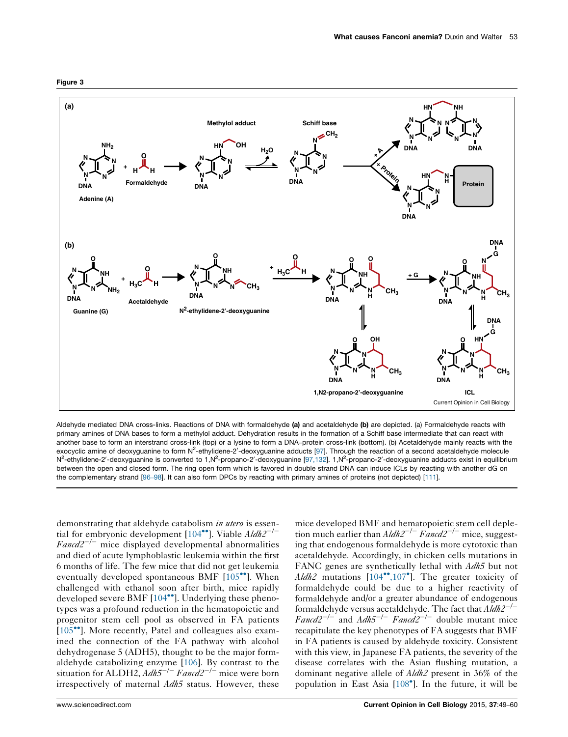Figure 3

Aldehyde mediated DNA cross-links. Reactions of DNA with formaldehyde **(a)** and acetaldehyde **(b)** are depicted. (a) Formaldehyde reacts with primary amines of DNA bases to form a methylol adduct. Dehydration results in the formation of a Schiff base intermediate that can react with another base to form an interstrand cross-link (top) or a lysine to form a DNA–protein cross-link (bottom). (b) Acetaldehyde mainly reacts with the exocyclic amine of deoxyguanine to form $N^2$-ethylidene-2′-deoxyguanine adducts [97]. Through the reaction of a second acetaldehyde molecule $N^2$-ethylidene-2′-deoxyguanine is converted to 1,$N^2$-propano-2′-deoxyguanine [97,132]. 1,$N^2$-propano-2′-deoxyguanine adducts exist in equilibrium between the open and closed form. The ring open form which is favored in double strand DNA can induce ICLs by reacting with another dG on the complementary strand [96–98]. It can also form DPCs by reacting with primary amines of proteins (not depicted) [111].

demonstrating that aldehyde catabolism *in utero* is essential for embryonic development [104••]. Viable *Aldh2*$^{-/-}$ *Fancd2*$^{-/-}$ mice displayed developmental abnormalities and died of acute lymphoblastic leukemia within the first 6 months of life. The few mice that did not get leukemia eventually developed spontaneous BMF [105••]. When challenged with ethanol soon after birth, mice rapidly developed severe BMF [104••]. Underlying these phenotypes was a profound reduction in the hematopoietic and progenitor stem cell pool as observed in FA patients [105••]. More recently, Patel and colleagues also examined the connection of the FA pathway with alcohol dehydrogenase 5 (ADH5), thought to be the major formaldehyde catabolizing enzyme [106]. By contrast to the situation for ALDH2, *Adh5*$^{-/-}$ *Fancd2*$^{-/-}$ mice were born irrespectively of maternal *Adh5* status. However, these mice developed BMF and hematopoietic stem cell depletion much earlier than *Aldh2*$^{-/-}$ *Fancd2*$^{-/-}$ mice, suggesting that endogenous formaldehyde is more cytotoxic than acetaldehyde. Accordingly, in chicken cells mutations in FANC genes are synthetically lethal with *Adh5* but not *Aldh2* mutations [104••,107•]. The greater toxicity of formaldehyde could be due to a higher reactivity of formaldehyde and/or a greater abundance of endogenous formaldehyde versus acetaldehyde. The fact that *Aldh2*$^{-/-}$ *Fancd2*$^{-/-}$ and *Adh5*$^{-/-}$ *Fancd2*$^{-/-}$ double mutant mice recapitulate the key phenotypes of FA suggests that BMF in FA patients is caused by aldehyde toxicity. Consistent with this view, in Japanese FA patients, the severity of the disease correlates with the Asian flushing mutation, a dominant negative allele of *Aldh2* present in 36% of the population in East Asia [108•]. In the future, it will be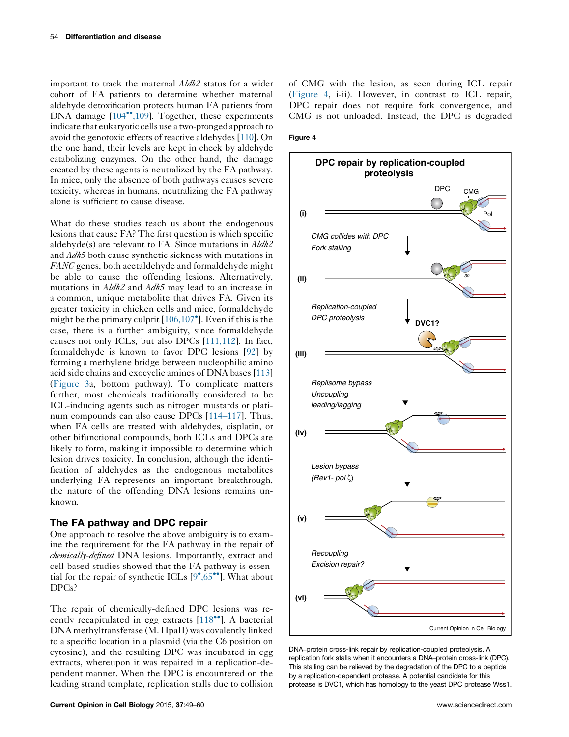important to track the maternal *Aldh2* status for a wider cohort of FA patients to determine whether maternal aldehyde detoxification protects human FA patients from DNA damage [104••,109]. Together, these experiments indicate that eukaryotic cells use a two-pronged approach to avoid the genotoxic effects of reactive aldehydes [110]. On the one hand, their levels are kept in check by aldehyde catabolizing enzymes. On the other hand, the damage created by these agents is neutralized by the FA pathway. In mice, only the absence of both pathways causes severe toxicity, whereas in humans, neutralizing the FA pathway alone is sufficient to cause disease.

What do these studies teach us about the endogenous lesions that cause FA? The first question is which specific aldehyde(s) are relevant to FA. Since mutations in *Aldh2* and *Adh5* both cause synthetic sickness with mutations in *FANC* genes, both acetaldehyde and formaldehyde might be able to cause the offending lesions. Alternatively, mutations in *Aldh2* and *Adh5* may lead to an increase in a common, unique metabolite that drives FA. Given its greater toxicity in chicken cells and mice, formaldehyde might be the primary culprit [106,107•]. Even if this is the case, there is a further ambiguity, since formaldehyde causes not only ICLs, but also DPCs [111,112]. In fact, formaldehyde is known to favor DPC lesions [92] by forming a methylene bridge between nucleophilic amino acid side chains and exocyclic amines of DNA bases [113] (Figure 3a, bottom pathway). To complicate matters further, most chemicals traditionally considered to be ICL-inducing agents such as nitrogen mustards or platinum compounds can also cause DPCs [114–117]. Thus, when FA cells are treated with aldehydes, cisplatin, or other bifunctional compounds, both ICLs and DPCs are likely to form, making it impossible to determine which lesion drives toxicity. In conclusion, although the identification of aldehydes as the endogenous metabolites underlying FA represents an important breakthrough, the nature of the offending DNA lesions remains unknown.

## The FA pathway and DPC repair

One approach to resolve the above ambiguity is to examine the requirement for the FA pathway in the repair of *chemically-defined* DNA lesions. Importantly, extract and cell-based studies showed that the FA pathway is essential for the repair of synthetic ICLs [9•,65••]. What about DPCs?

The repair of chemically-defined DPC lesions was recently recapitulated in egg extracts [118••]. A bacterial DNA methyltransferase (M. HpaII) was covalently linked to a specific location in a plasmid (via the C6 position on cytosine), and the resulting DPC was incubated in egg extracts, whereupon it was repaired in a replication-dependent manner. When the DPC is encountered on the leading strand template, replication stalls due to collision of CMG with the lesion, as seen during ICL repair (Figure 4, i-ii). However, in contrast to ICL repair, DPC repair does not require fork convergence, and CMG is not unloaded. Instead, the DPC is degraded

**Figure 4**

DNA–protein cross-link repair by replication-coupled proteolysis. A replication fork stalls when it encounters a DNA–protein cross-link (DPC). This stalling can be relieved by the degradation of the DPC to a peptide by a replication-dependent protease. A potential candidate for this protease is DVC1, which has homology to the yeast DPC protease Wss1.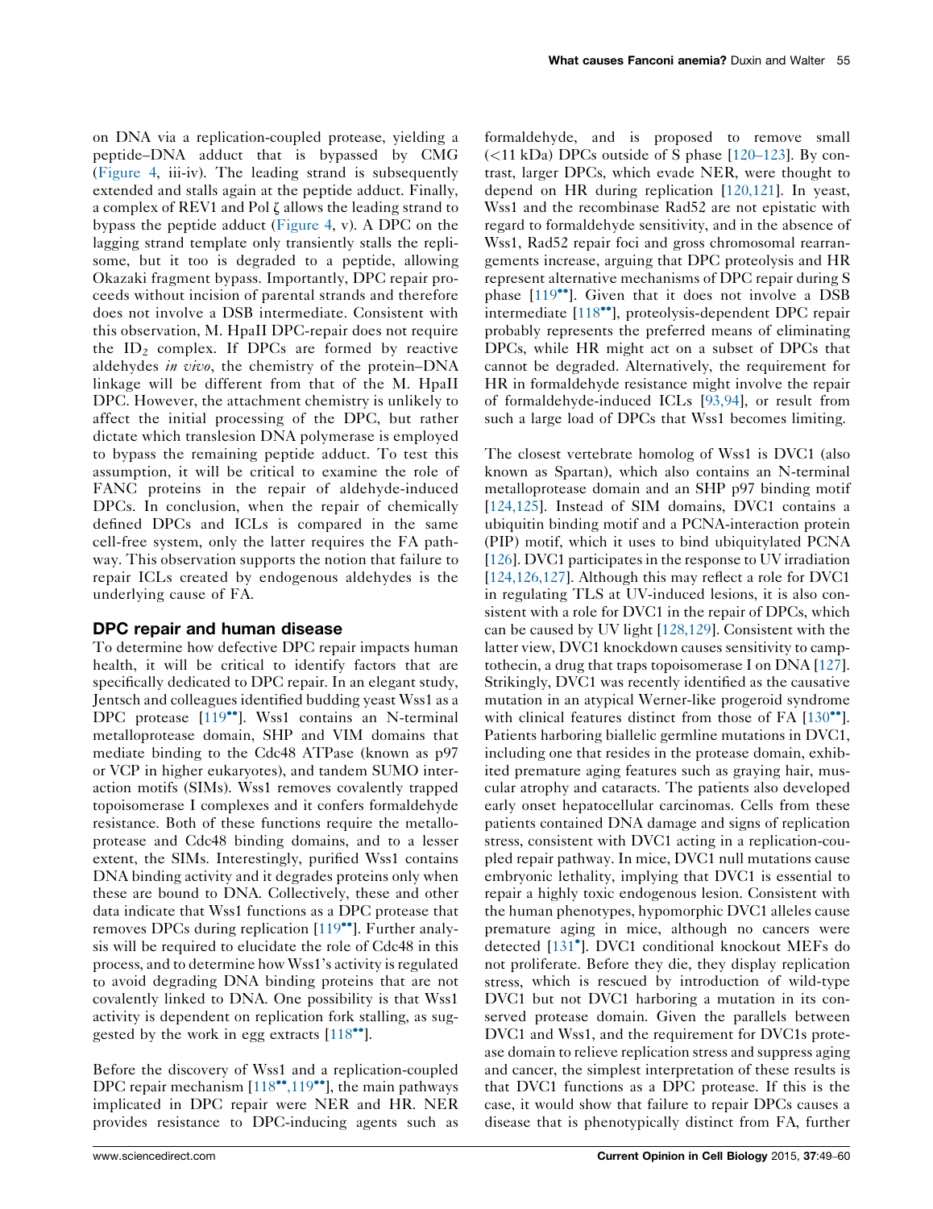on DNA via a replication-coupled protease, yielding a peptide–DNA adduct that is bypassed by CMG (Figure 4, iii-iv). The leading strand is subsequently extended and stalls again at the peptide adduct. Finally, a complex of REV1 and Pol ζ allows the leading strand to bypass the peptide adduct (Figure 4, v). A DPC on the lagging strand template only transiently stalls the replisome, but it too is degraded to a peptide, allowing Okazaki fragment bypass. Importantly, DPC repair proceeds without incision of parental strands and therefore does not involve a DSB intermediate. Consistent with this observation, M. HpaII DPC-repair does not require the $ID_2$ complex. If DPCs are formed by reactive aldehydes *in vivo*, the chemistry of the protein–DNA linkage will be different from that of the M. HpaII DPC. However, the attachment chemistry is unlikely to affect the initial processing of the DPC, but rather dictate which translesion DNA polymerase is employed to bypass the remaining peptide adduct. To test this assumption, it will be critical to examine the role of FANC proteins in the repair of aldehyde-induced DPCs. In conclusion, when the repair of chemically defined DPCs and ICLs is compared in the same cell-free system, only the latter requires the FA pathway. This observation supports the notion that failure to repair ICLs created by endogenous aldehydes is the underlying cause of FA.

## DPC repair and human disease

To determine how defective DPC repair impacts human health, it will be critical to identify factors that are specifically dedicated to DPC repair. In an elegant study, Jentsch and colleagues identified budding yeast Wss1 as a DPC protease [119••]. Wss1 contains an N-terminal metalloprotease domain, SHP and VIM domains that mediate binding to the Cdc48 ATPase (known as p97 or VCP in higher eukaryotes), and tandem SUMO interaction motifs (SIMs). Wss1 removes covalently trapped topoisomerase I complexes and it confers formaldehyde resistance. Both of these functions require the metalloprotease and Cdc48 binding domains, and to a lesser extent, the SIMs. Interestingly, purified Wss1 contains DNA binding activity and it degrades proteins only when these are bound to DNA. Collectively, these and other data indicate that Wss1 functions as a DPC protease that removes DPCs during replication [119••]. Further analysis will be required to elucidate the role of Cdc48 in this process, and to determine how Wss1's activity is regulated to avoid degrading DNA binding proteins that are not covalently linked to DNA. One possibility is that Wss1 activity is dependent on replication fork stalling, as suggested by the work in egg extracts [118••].

Before the discovery of Wss1 and a replication-coupled DPC repair mechanism [118••,119••], the main pathways implicated in DPC repair were NER and HR. NER provides resistance to DPC-inducing agents such as formaldehyde, and is proposed to remove small (<11 kDa) DPCs outside of S phase [120–123]. By contrast, larger DPCs, which evade NER, were thought to depend on HR during replication [120,121]. In yeast, Wss1 and the recombinase Rad52 are not epistatic with regard to formaldehyde sensitivity, and in the absence of Wss1, Rad52 repair foci and gross chromosomal rearrangements increase, arguing that DPC proteolysis and HR represent alternative mechanisms of DPC repair during S phase [119••]. Given that it does not involve a DSB intermediate [118••], proteolysis-dependent DPC repair probably represents the preferred means of eliminating DPCs, while HR might act on a subset of DPCs that cannot be degraded. Alternatively, the requirement for HR in formaldehyde resistance might involve the repair of formaldehyde-induced ICLs [93,94], or result from such a large load of DPCs that Wss1 becomes limiting.

The closest vertebrate homolog of Wss1 is DVC1 (also known as Spartan), which also contains an N-terminal metalloprotease domain and an SHP p97 binding motif [124,125]. Instead of SIM domains, DVC1 contains a ubiquitin binding motif and a PCNA-interaction protein (PIP) motif, which it uses to bind ubiquitylated PCNA [126]. DVC1 participates in the response to UV irradiation [124,126,127]. Although this may reflect a role for DVC1 in regulating TLS at UV-induced lesions, it is also consistent with a role for DVC1 in the repair of DPCs, which can be caused by UV light [128,129]. Consistent with the latter view, DVC1 knockdown causes sensitivity to camptothecin, a drug that traps topoisomerase I on DNA [127]. Strikingly, DVC1 was recently identified as the causative mutation in an atypical Werner-like progeroid syndrome with clinical features distinct from those of FA [130••]. Patients harboring biallelic germline mutations in DVC1, including one that resides in the protease domain, exhibited premature aging features such as graying hair, muscular atrophy and cataracts. The patients also developed early onset hepatocellular carcinomas. Cells from these patients contained DNA damage and signs of replication stress, consistent with DVC1 acting in a replication-coupled repair pathway. In mice, DVC1 null mutations cause embryonic lethality, implying that DVC1 is essential to repair a highly toxic endogenous lesion. Consistent with the human phenotypes, hypomorphic DVC1 alleles cause premature aging in mice, although no cancers were detected [131•]. DVC1 conditional knockout MEFs do not proliferate. Before they die, they display replication stress, which is rescued by introduction of wild-type DVC1 but not DVC1 harboring a mutation in its conserved protease domain. Given the parallels between DVC1 and Wss1, and the requirement for DVC1s protease domain to relieve replication stress and suppress aging and cancer, the simplest interpretation of these results is that DVC1 functions as a DPC protease. If this is the case, it would show that failure to repair DPCs causes a disease that is phenotypically distinct from FA, further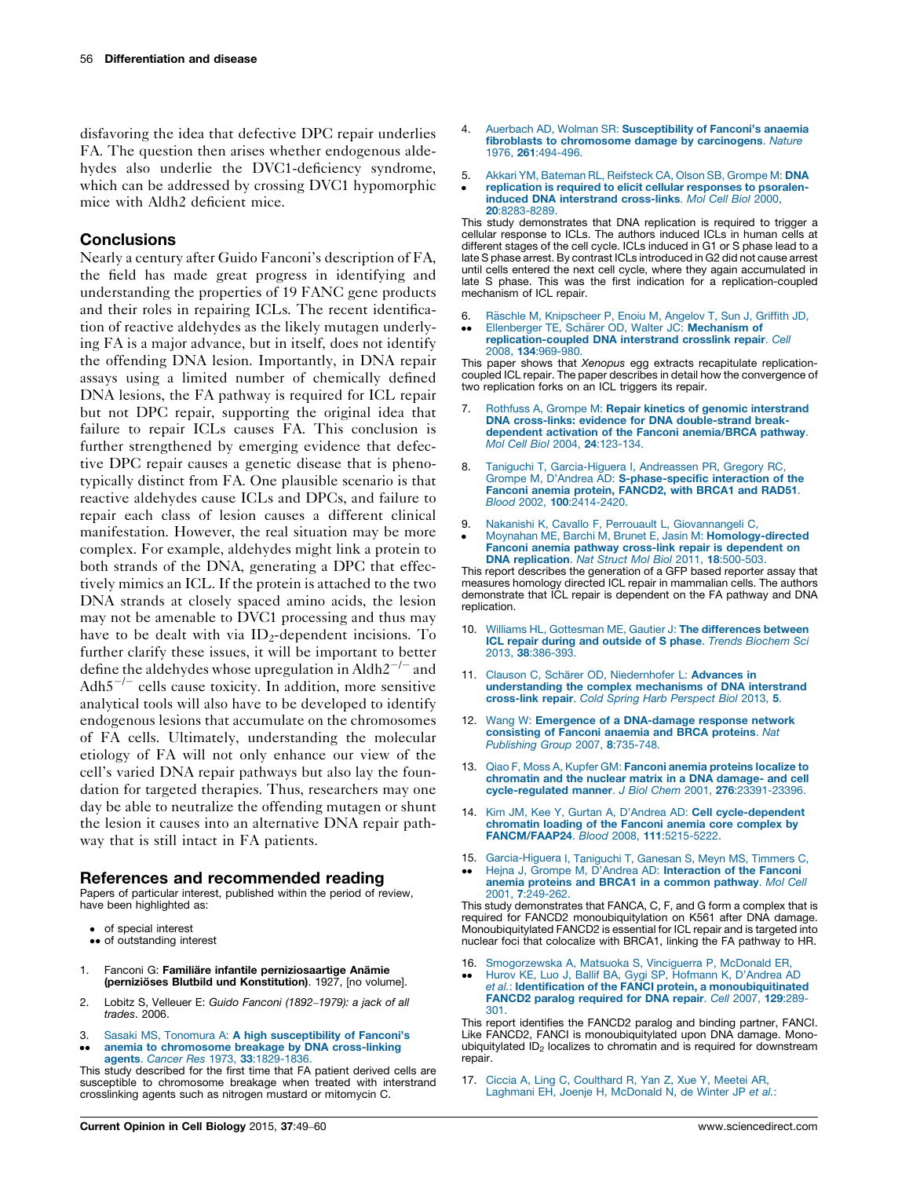disfavoring the idea that defective DPC repair underlies FA. The question then arises whether endogenous aldehydes also underlie the DVC1-deficiency syndrome, which can be addressed by crossing DVC1 hypomorphic mice with Aldh2 deficient mice.

## Conclusions

Nearly a century after Guido Fanconi's description of FA, the field has made great progress in identifying and understanding the properties of 19 FANC gene products and their roles in repairing ICLs. The recent identification of reactive aldehydes as the likely mutagen underlying FA is a major advance, but in itself, does not identify the offending DNA lesion. Importantly, in DNA repair assays using a limited number of chemically defined DNA lesions, the FA pathway is required for ICL repair but not DPC repair, supporting the original idea that failure to repair ICLs causes FA. This conclusion is further strengthened by emerging evidence that defective DPC repair causes a genetic disease that is phenotypically distinct from FA. One plausible scenario is that reactive aldehydes cause ICLs and DPCs, and failure to repair each class of lesion causes a different clinical manifestation. However, the real situation may be more complex. For example, aldehydes might link a protein to both strands of the DNA, generating a DPC that effectively mimics an ICL. If the protein is attached to the two DNA strands at closely spaced amino acids, the lesion may not be amenable to DVC1 processing and thus may have to be dealt with via $ID_2$-dependent incisions. To further clarify these issues, it will be important to better define the aldehydes whose upregulation in $Aldh2^{-/-}$ and $Adh5^{-/-}$ cells cause toxicity. In addition, more sensitive analytical tools will also have to be developed to identify endogenous lesions that accumulate on the chromosomes of FA cells. Ultimately, understanding the molecular etiology of FA will not only enhance our view of the cell's varied DNA repair pathways but also lay the foundation for targeted therapies. Thus, researchers may one day be able to neutralize the offending mutagen or shunt the lesion it causes into an alternative DNA repair pathway that is still intact in FA patients.

## References and recommended reading

Papers of particular interest, published within the period of review, have been highlighted as:

- • of special interest
- •• of outstanding interest

1. Fanconi G: **Familiäre infantile perniziosaartige Anämie (perniziöses Blutbild und Konstitution)**. 1927, [no volume].

2. Lobitz S, Velleuer E: *Guido Fanconi (1892–1979): a jack of all trades*. 2006.

3. •• Sasaki MS, Tonomura A: **A high susceptibility of Fanconi's anemia to chromosome breakage by DNA cross-linking agents**. *Cancer Res* 1973, **33**:1829-1836.
This study described for the first time that FA patient derived cells are susceptible to chromosome breakage when treated with interstrand crosslinking agents such as nitrogen mustard or mitomycin C.

4. Auerbach AD, Wolman SR: **Susceptibility of Fanconi's anaemia fibroblasts to chromosome damage by carcinogens**. *Nature* 1976, **261**:494-496.

5. • Akkari YM, Bateman RL, Reifsteck CA, Olson SB, Grompe M: **DNA replication is required to elicit cellular responses to psoralen-induced DNA interstrand cross-links**. *Mol Cell Biol* 2000, **20**:8283-8289.
This study demonstrates that DNA replication is required to trigger a cellular response to ICLs. The authors induced ICLs in human cells at different stages of the cell cycle. ICLs induced in G1 or S phase lead to a late S phase arrest. By contrast ICLs introduced in G2 did not cause arrest until cells entered the next cell cycle, where they again accumulated in late S phase. This was the first indication for a replication-coupled mechanism of ICL repair.

6. •• Räschle M, Knipscheer P, Enoiu M, Angelov T, Sun J, Griffith JD, Ellenberger TE, Schärer OD, Walter JC: **Mechanism of replication-coupled DNA interstrand crosslink repair**. *Cell* 2008, **134**:969-980.
This paper shows that *Xenopus* egg extracts recapitulate replication-coupled ICL repair. The paper describes in detail how the convergence of two replication forks on an ICL triggers its repair.

7. Rothfuss A, Grompe M: **Repair kinetics of genomic interstrand DNA cross-links: evidence for DNA double-strand break-dependent activation of the Fanconi anemia/BRCA pathway**. *Mol Cell Biol* 2004, **24**:123-134.

8. Taniguchi T, Garcia-Higuera I, Andreassen PR, Gregory RC, Grompe M, D'Andrea AD: **S-phase-specific interaction of the Fanconi anemia protein, FANCD2, with BRCA1 and RAD51**. *Blood* 2002, **100**:2414-2420.

9. • Nakanishi K, Cavallo F, Perrouault L, Giovannangeli C, Moynahan ME, Barchi M, Brunet E, Jasin M: **Homology-directed Fanconi anemia pathway cross-link repair is dependent on DNA replication**. *Nat Struct Mol Biol* 2011, **18**:500-503.
This report describes the generation of a GFP based reporter assay that measures homology directed ICL repair in mammalian cells. The authors demonstrate that ICL repair is dependent on the FA pathway and DNA replication.

10. Williams HL, Gottesman ME, Gautier J: **The differences between ICL repair during and outside of S phase**. *Trends Biochem Sci* 2013, **38**:386-393.

11. Clauson C, Schärer OD, Niedernhofer L: **Advances in understanding the complex mechanisms of DNA interstrand cross-link repair**. *Cold Spring Harb Perspect Biol* 2013, **5**.

12. Wang W: **Emergence of a DNA-damage response network consisting of Fanconi anaemia and BRCA proteins**. *Nat Publishing Group* 2007, **8**:735-748.

13. Qiao F, Moss A, Kupfer GM: **Fanconi anemia proteins localize to chromatin and the nuclear matrix in a DNA damage- and cell cycle-regulated manner**. *J Biol Chem* 2001, **276**:23391-23396.

14. Kim JM, Kee Y, Gurtan A, D'Andrea AD: **Cell cycle-dependent chromatin loading of the Fanconi anemia core complex by FANCM/FAAP24**. *Blood* 2008, **111**:5215-5222.

15. •• Garcia-Higuera I, Taniguchi T, Ganesan S, Meyn MS, Timmers C, Hejna J, Grompe M, D'Andrea AD: **Interaction of the Fanconi anemia proteins and BRCA1 in a common pathway**. *Mol Cell* 2001, **7**:249-262.
This study demonstrates that FANCA, C, F, and G form a complex that is required for FANCD2 monoubiquitylation on K561 after DNA damage. Monoubiquitylated FANCD2 is essential for ICL repair and is targeted into nuclear foci that colocalize with BRCA1, linking the FA pathway to HR.

16. •• Smogorzewska A, Matsuoka S, Vinciguerra P, McDonald ER, Hurov KE, Luo J, Ballif BA, Gygi SP, Hofmann K, D'Andrea AD *et al.*: **Identification of the FANCI protein, a monoubiquitinated FANCD2 paralog required for DNA repair**. *Cell* 2007, **129**:289-301.
This report identifies the FANCD2 paralog and binding partner, FANCI. Like FANCD2, FANCI is monoubiquitylated upon DNA damage. Monoubiquitylated $ID_2$ localizes to chromatin and is required for downstream repair.

17. Ciccia A, Ling C, Coulthard R, Yan Z, Xue Y, Meetei AR, Laghmani EH, Joenje H, McDonald N, de Winter JP *et al.*: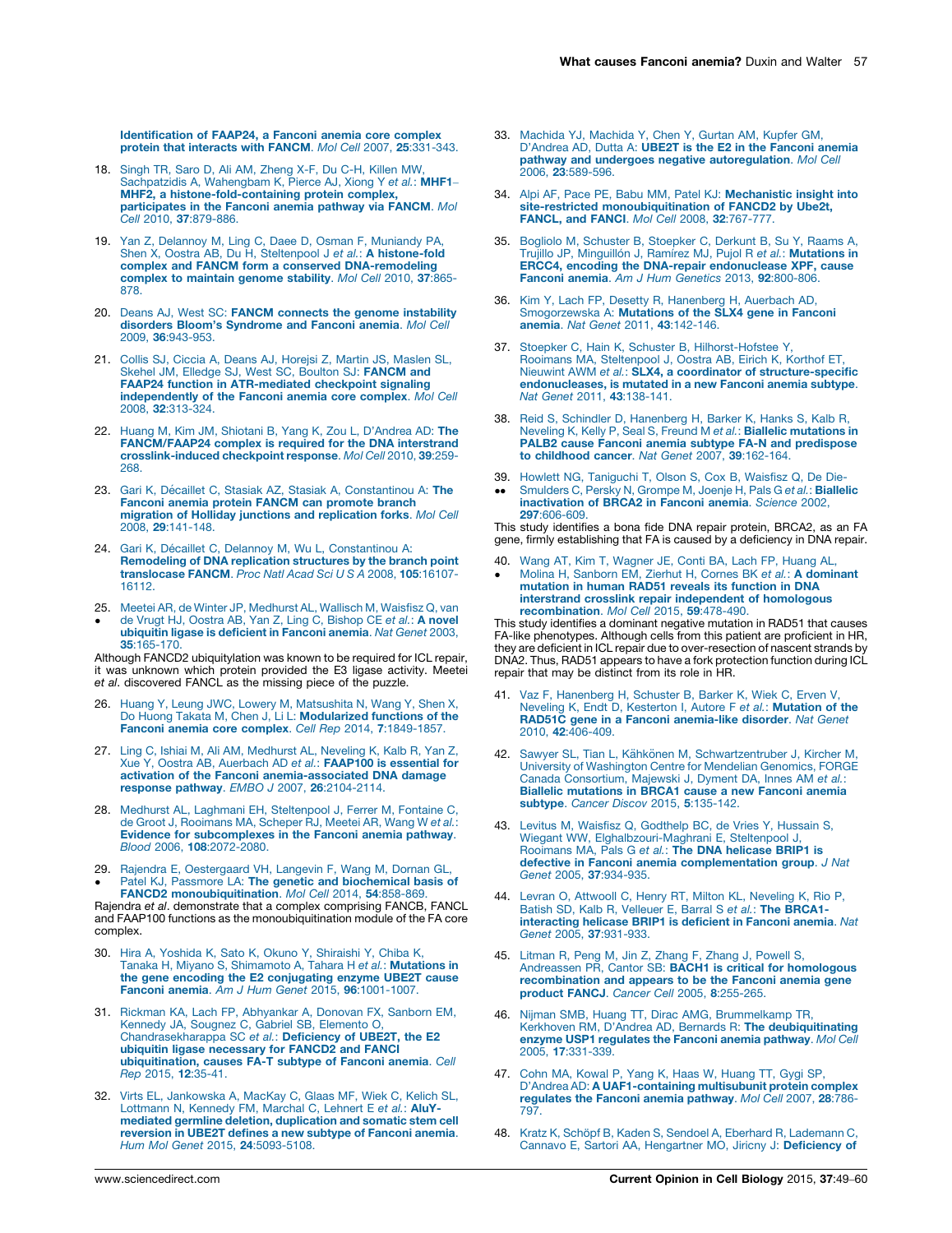**Identification of FAAP24, a Fanconi anemia core complex protein that interacts with FANCM**. *Mol Cell* 2007, **25**:331-343.

18. Singh TR, Saro D, Ali AM, Zheng X-F, Du C-H, Killen MW, Sachpatzidis A, Wahengbam K, Pierce AJ, Xiong Y *et al.*: **MHF1–MHF2, a histone-fold-containing protein complex, participates in the Fanconi anemia pathway via FANCM**. *Mol Cell* 2010, **37**:879-886.

19. Yan Z, Delannoy M, Ling C, Daee D, Osman F, Muniandy PA, Shen X, Oostra AB, Du H, Steltenpool J *et al.*: **A histone-fold complex and FANCM form a conserved DNA-remodeling complex to maintain genome stability**. *Mol Cell* 2010, **37**:865-878.

20. Deans AJ, West SC: **FANCM connects the genome instability disorders Bloom's Syndrome and Fanconi anemia**. *Mol Cell* 2009, **36**:943-953.

21. Collis SJ, Ciccia A, Deans AJ, Horejsi Z, Martin JS, Maslen SL, Skehel JM, Elledge SJ, West SC, Boulton SJ: **FANCM and FAAP24 function in ATR-mediated checkpoint signaling independently of the Fanconi anemia core complex**. *Mol Cell* 2008, **32**:313-324.

22. Huang M, Kim JM, Shiotani B, Yang K, Zou L, D'Andrea AD: **The FANCM/FAAP24 complex is required for the DNA interstrand crosslink-induced checkpoint response**. *Mol Cell* 2010, **39**:259-268.

23. Gari K, Décaillet C, Stasiak AZ, Stasiak A, Constantinou A: **The Fanconi anemia protein FANCM can promote branch migration of Holliday junctions and replication forks**. *Mol Cell* 2008, **29**:141-148.

24. Gari K, Décaillet C, Delannoy M, Wu L, Constantinou A: **Remodeling of DNA replication structures by the branch point translocase FANCM**. *Proc Natl Acad Sci U S A* 2008, **105**:16107-16112.

25. • Meetei AR, de Winter JP, Medhurst AL, Wallisch M, Waisfisz Q, van de Vrugt HJ, Oostra AB, Yan Z, Ling C, Bishop CE *et al.*: **A novel ubiquitin ligase is deficient in Fanconi anemia**. *Nat Genet* 2003, **35**:165-170.
Although FANCD2 ubiquitylation was known to be required for ICL repair, it was unknown which protein provided the E3 ligase activity. Meetei *et al*. discovered FANCL as the missing piece of the puzzle.

26. Huang Y, Leung JWC, Lowery M, Matsushita N, Wang Y, Shen X, Do Huong Takata M, Chen J, Li L: **Modularized functions of the Fanconi anemia core complex**. *Cell Rep* 2014, **7**:1849-1857.

27. Ling C, Ishiai M, Ali AM, Medhurst AL, Neveling K, Kalb R, Yan Z, Xue Y, Oostra AB, Auerbach AD *et al.*: **FAAP100 is essential for activation of the Fanconi anemia-associated DNA damage response pathway**. *EMBO J* 2007, **26**:2104-2114.

28. Medhurst AL, Laghmani EH, Steltenpool J, Ferrer M, Fontaine C, de Groot J, Rooimans MA, Scheper RJ, Meetei AR, Wang W *et al.*: **Evidence for subcomplexes in the Fanconi anemia pathway**. *Blood* 2006, **108**:2072-2080.

29. • Rajendra E, Oestergaard VH, Langevin F, Wang M, Dornan GL, Patel KJ, Passmore LA: **The genetic and biochemical basis of FANCD2 monoubiquitination**. *Mol Cell* 2014, **54**:858-869.
Rajendra *et al*. demonstrate that a complex comprising FANCB, FANCL and FAAP100 functions as the monoubiquitination module of the FA core complex.

30. Hira A, Yoshida K, Sato K, Okuno Y, Shiraishi Y, Chiba K, Tanaka H, Miyano S, Shimamoto A, Tahara H *et al.*: **Mutations in the gene encoding the E2 conjugating enzyme UBE2T cause Fanconi anemia**. *Am J Hum Genet* 2015, **96**:1001-1007.

31. Rickman KA, Lach FP, Abhyankar A, Donovan FX, Sanborn EM, Kennedy JA, Sougnez C, Gabriel SB, Elemento O, Chandrasekharappa SC *et al.*: **Deficiency of UBE2T, the E2 ubiquitin ligase necessary for FANCD2 and FANCI ubiquitination, causes FA-T subtype of Fanconi anemia**. *Cell Rep* 2015, **12**:35-41.

32. Virts EL, Jankowska A, MacKay C, Glaas MF, Wiek C, Kelich SL, Lottmann N, Kennedy FM, Marchal C, Lehnert E *et al.*: **AluY-mediated germline deletion, duplication and somatic stem cell reversion in UBE2T defines a new subtype of Fanconi anemia**. *Hum Mol Genet* 2015, **24**:5093-5108.

33. Machida YJ, Machida Y, Chen Y, Gurtan AM, Kupfer GM, D'Andrea AD, Dutta A: **UBE2T is the E2 in the Fanconi anemia pathway and undergoes negative autoregulation**. *Mol Cell* 2006, **23**:589-596.

34. Alpi AF, Pace PE, Babu MM, Patel KJ: **Mechanistic insight into site-restricted monoubiquitination of FANCD2 by Ube2t, FANCL, and FANCI**. *Mol Cell* 2008, **32**:767-777.

35. Bogliolo M, Schuster B, Stoepker C, Derkunt B, Su Y, Raams A, Trujillo JP, Minguillón J, Ramírez MJ, Pujol R *et al.*: **Mutations in ERCC4, encoding the DNA-repair endonuclease XPF, cause Fanconi anemia**. *Am J Hum Genetics* 2013, **92**:800-806.

36. Kim Y, Lach FP, Desetty R, Hanenberg H, Auerbach AD, Smogorzewska A: **Mutations of the SLX4 gene in Fanconi anemia**. *Nat Genet* 2011, **43**:142-146.

37. Stoepker C, Hain K, Schuster B, Hilhorst-Hofstee Y, Rooimans MA, Steltenpool J, Oostra AB, Eirich K, Korthof ET, Nieuwint AWM *et al.*: **SLX4, a coordinator of structure-specific endonucleases, is mutated in a new Fanconi anemia subtype**. *Nat Genet* 2011, **43**:138-141.

38. Reid S, Schindler D, Hanenberg H, Barker K, Hanks S, Kalb R, Neveling K, Kelly P, Seal S, Freund M *et al.*: **Biallelic mutations in PALB2 cause Fanconi anemia subtype FA-N and predispose to childhood cancer**. *Nat Genet* 2007, **39**:162-164.

39. •• Howlett NG, Taniguchi T, Olson S, Cox B, Waisfisz Q, De Die-Smulders C, Persky N, Grompe M, Joenje H, Pals G *et al.*: **Biallelic inactivation of BRCA2 in Fanconi anemia**. *Science* 2002, **297**:606-609.
This study identifies a bona fide DNA repair protein, BRCA2, as an FA gene, firmly establishing that FA is caused by a deficiency in DNA repair.

40. • Wang AT, Kim T, Wagner JE, Conti BA, Lach FP, Huang AL, Molina H, Sanborn EM, Zierhut H, Cornes BK *et al.*: **A dominant mutation in human RAD51 reveals its function in DNA interstrand crosslink repair independent of homologous recombination**. *Mol Cell* 2015, **59**:478-490.
This study identifies a dominant negative mutation in RAD51 that causes FA-like phenotypes. Although cells from this patient are proficient in HR, they are deficient in ICL repair due to over-resection of nascent strands by DNA2. Thus, RAD51 appears to have a fork protection function during ICL repair that may be distinct from its role in HR.

41. Vaz F, Hanenberg H, Schuster B, Barker K, Wiek C, Erven V, Neveling K, Endt D, Kesterton I, Autore F *et al.*: **Mutation of the RAD51C gene in a Fanconi anemia-like disorder**. *Nat Genet* 2010, **42**:406-409.

42. Sawyer SL, Tian L, Kähkönen M, Schwartzentruber J, Kircher M, University of Washington Centre for Mendelian Genomics, FORGE Canada Consortium, Majewski J, Dyment DA, Innes AM *et al.*: **Biallelic mutations in BRCA1 cause a new Fanconi anemia subtype**. *Cancer Discov* 2015, **5**:135-142.

43. Levitus M, Waisfisz Q, Godthelp BC, de Vries Y, Hussain S, Wiegant WW, Elghalbzouri-Maghrani E, Steltenpool J, Rooimans MA, Pals G *et al.*: **The DNA helicase BRIP1 is defective in Fanconi anemia complementation group**. *J Nat Genet* 2005, **37**:934-935.

44. Levran O, Attwooll C, Henry RT, Milton KL, Neveling K, Rio P, Batish SD, Kalb R, Velleuer E, Barral S *et al.*: **The BRCA1-interacting helicase BRIP1 is deficient in Fanconi anemia**. *Nat Genet* 2005, **37**:931-933.

45. Litman R, Peng M, Jin Z, Zhang F, Zhang J, Powell S, Andreassen PR, Cantor SB: **BACH1 is critical for homologous recombination and appears to be the Fanconi anemia gene product FANCJ**. *Cancer Cell* 2005, **8**:255-265.

46. Nijman SMB, Huang TT, Dirac AMG, Brummelkamp TR, Kerkhoven RM, D'Andrea AD, Bernards R: **The deubiquitinating enzyme USP1 regulates the Fanconi anemia pathway**. *Mol Cell* 2005, **17**:331-339.

47. Cohn MA, Kowal P, Yang K, Haas W, Huang TT, Gygi SP, D'Andrea AD: **A UAF1-containing multisubunit protein complex regulates the Fanconi anemia pathway**. *Mol Cell* 2007, **28**:786-797.

48. Kratz K, Schöpf B, Kaden S, Sendoel A, Eberhard R, Lademann C, Cannavo E, Sartori AA, Hengartner MO, Jiricny J: **Deficiency of**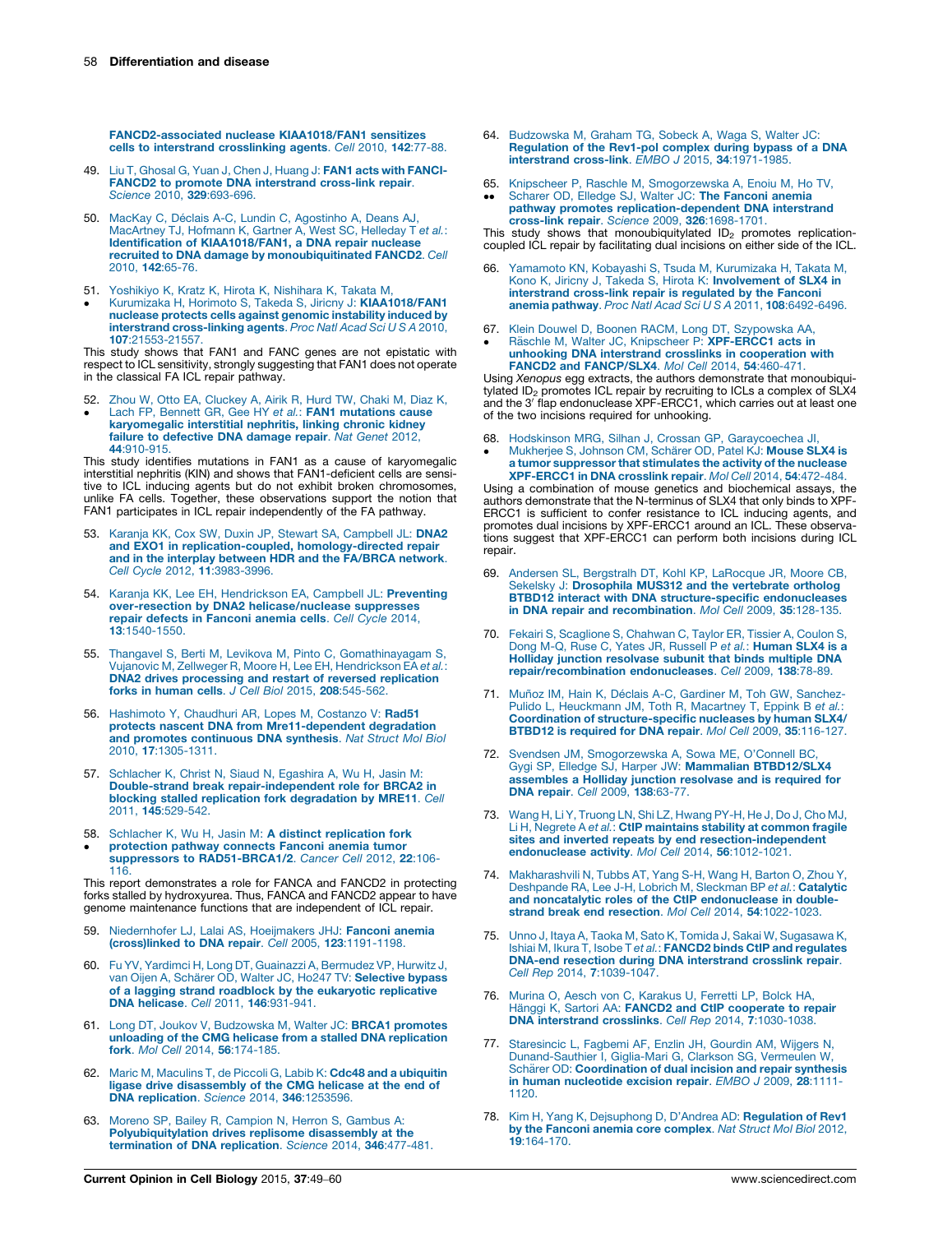**FANCD2-associated nuclease KIAA1018/FAN1 sensitizes cells to interstrand crosslinking agents**. *Cell* 2010, **142**:77-88.

49. Liu T, Ghosal G, Yuan J, Chen J, Huang J: **FAN1 acts with FANCI-FANCD2 to promote DNA interstrand cross-link repair**. *Science* 2010, **329**:693-696.

50. MacKay C, Déclais A-C, Lundin C, Agostinho A, Deans AJ, MacArtney TJ, Hofmann K, Gartner A, West SC, Helleday T *et al.*: **Identification of KIAA1018/FAN1, a DNA repair nuclease recruited to DNA damage by monoubiquitinated FANCD2**. *Cell* 2010, **142**:65-76.

51. • Yoshikiyo K, Kratz K, Hirota K, Nishihara K, Takata M, Kurumizaka H, Horimoto S, Takeda S, Jiricny J: **KIAA1018/FAN1 nuclease protects cells against genomic instability induced by interstrand cross-linking agents**. *Proc Natl Acad Sci U S A* 2010, **107**:21553-21557.

This study shows that FAN1 and FANC genes are not epistatic with respect to ICL sensitivity, strongly suggesting that FAN1 does not operate in the classical FA ICL repair pathway.

52. • Zhou W, Otto EA, Cluckey A, Airik R, Hurd TW, Chaki M, Diaz K, Lach FP, Bennett GR, Gee HY *et al.*: **FAN1 mutations cause karyomegalic interstitial nephritis, linking chronic kidney failure to defective DNA damage repair**. *Nat Genet* 2012, **44**:910-915.

This study identifies mutations in FAN1 as a cause of karyomegalic interstitial nephritis (KIN) and shows that FAN1-deficient cells are sensitive to ICL inducing agents but do not exhibit broken chromosomes, unlike FA cells. Together, these observations support the notion that FAN1 participates in ICL repair independently of the FA pathway.

53. Karanja KK, Cox SW, Duxin JP, Stewart SA, Campbell JL: **DNA2 and EXO1 in replication-coupled, homology-directed repair and in the interplay between HDR and the FA/BRCA network**. *Cell Cycle* 2012, **11**:3983-3996.

54. Karanja KK, Lee EH, Hendrickson EA, Campbell JL: **Preventing over-resection by DNA2 helicase/nuclease suppresses repair defects in Fanconi anemia cells**. *Cell Cycle* 2014, **13**:1540-1550.

55. Thangavel S, Berti M, Levikova M, Pinto C, Gomathinayagam S, Vujanovic M, Zellweger R, Moore H, Lee EH, Hendrickson EA *et al.*: **DNA2 drives processing and restart of reversed replication forks in human cells**. *J Cell Biol* 2015, **208**:545-562.

56. Hashimoto Y, Chaudhuri AR, Lopes M, Costanzo V: **Rad51 protects nascent DNA from Mre11-dependent degradation and promotes continuous DNA synthesis**. *Nat Struct Mol Biol* 2010, **17**:1305-1311.

57. Schlacher K, Christ N, Siaud N, Egashira A, Wu H, Jasin M: **Double-strand break repair-independent role for BRCA2 in blocking stalled replication fork degradation by MRE11**. *Cell* 2011, **145**:529-542.

58. • Schlacher K, Wu H, Jasin M: **A distinct replication fork protection pathway connects Fanconi anemia tumor suppressors to RAD51-BRCA1/2**. *Cancer Cell* 2012, **22**:106-116.

This report demonstrates a role for FANCA and FANCD2 in protecting forks stalled by hydroxyurea. Thus, FANCA and FANCD2 appear to have genome maintenance functions that are independent of ICL repair.

59. Niedernhofer LJ, Lalai AS, Hoeijmakers JHJ: **Fanconi anemia (cross)linked to DNA repair**. *Cell* 2005, **123**:1191-1198.

60. Fu YV, Yardimci H, Long DT, Guainazzi A, Bermudez VP, Hurwitz J, van Oijen A, Schärer OD, Walter JC, Ho247 TV: **Selective bypass of a lagging strand roadblock by the eukaryotic replicative DNA helicase**. *Cell* 2011, **146**:931-941.

61. Long DT, Joukov V, Budzowska M, Walter JC: **BRCA1 promotes unloading of the CMG helicase from a stalled DNA replication fork**. *Mol Cell* 2014, **56**:174-185.

62. Maric M, Maculins T, de Piccoli G, Labib K: **Cdc48 and a ubiquitin ligase drive disassembly of the CMG helicase at the end of DNA replication**. *Science* 2014, **346**:1253596.

63. Moreno SP, Bailey R, Campion N, Herron S, Gambus A: **Polyubiquitylation drives replisome disassembly at the termination of DNA replication**. *Science* 2014, **346**:477-481.

64. Budzowska M, Graham TG, Sobeck A, Waga S, Walter JC: **Regulation of the Rev1-pol complex during bypass of a DNA interstrand cross-link**. *EMBO J* 2015, **34**:1971-1985.

65. •• Knipscheer P, Raschle M, Smogorzewska A, Enoiu M, Ho TV, Scharer OD, Elledge SJ, Walter JC: **The Fanconi anemia pathway promotes replication-dependent DNA interstrand cross-link repair**. *Science* 2009, **326**:1698-1701.

This study shows that monoubiquitylated $ID_2$ promotes replication-coupled ICL repair by facilitating dual incisions on either side of the ICL.

66. Yamamoto KN, Kobayashi S, Tsuda M, Kurumizaka H, Takata M, Kono K, Jiricny J, Takeda S, Hirota K: **Involvement of SLX4 in interstrand cross-link repair is regulated by the Fanconi anemia pathway**. *Proc Natl Acad Sci U S A* 2011, **108**:6492-6496.

67. • Klein Douwel D, Boonen RACM, Long DT, Szypowska AA, Räschle M, Walter JC, Knipscheer P: **XPF-ERCC1 acts in unhooking DNA interstrand crosslinks in cooperation with FANCD2 and FANCP/SLX4**. *Mol Cell* 2014, **54**:460-471.

Using *Xenopus* egg extracts, the authors demonstrate that monoubiquitylated $ID_2$ promotes ICL repair by recruiting to ICLs a complex of SLX4 and the 3′ flap endonuclease XPF-ERCC1, which carries out at least one of the two incisions required for unhooking.

68. • Hodskinson MRG, Silhan J, Crossan GP, Garaycoechea JI, Mukherjee S, Johnson CM, Schärer OD, Patel KJ: **Mouse SLX4 is a tumor suppressor that stimulates the activity of the nuclease XPF-ERCC1 in DNA crosslink repair**. *Mol Cell* 2014, **54**:472-484.

Using a combination of mouse genetics and biochemical assays, the authors demonstrate that the N-terminus of SLX4 that only binds to XPF-ERCC1 is sufficient to confer resistance to ICL inducing agents, and promotes dual incisions by XPF-ERCC1 around an ICL. These observations suggest that XPF-ERCC1 can perform both incisions during ICL repair.

69. Andersen SL, Bergstralh DT, Kohl KP, LaRocque JR, Moore CB, Sekelsky J: **Drosophila MUS312 and the vertebrate ortholog BTBD12 interact with DNA structure-specific endonucleases in DNA repair and recombination**. *Mol Cell* 2009, **35**:128-135.

70. Fekairi S, Scaglione S, Chahwan C, Taylor ER, Tissier A, Coulon S, Dong M-Q, Ruse C, Yates JR, Russell P *et al.*: **Human SLX4 is a Holliday junction resolvase subunit that binds multiple DNA repair/recombination endonucleases**. *Cell* 2009, **138**:78-89.

71. Muñoz IM, Hain K, Déclais A-C, Gardiner M, Toh GW, Sanchez-Pulido L, Heuckmann JM, Toth R, Macartney T, Eppink B *et al.*: **Coordination of structure-specific nucleases by human SLX4/BTBD12 is required for DNA repair**. *Mol Cell* 2009, **35**:116-127.

72. Svendsen JM, Smogorzewska A, Sowa ME, O'Connell BC, Gygi SP, Elledge SJ, Harper JW: **Mammalian BTBD12/SLX4 assembles a Holliday junction resolvase and is required for DNA repair**. *Cell* 2009, **138**:63-77.

73. Wang H, Li Y, Truong LN, Shi LZ, Hwang PY-H, He J, Do J, Cho MJ, Li H, Negrete A *et al.*: **CtIP maintains stability at common fragile sites and inverted repeats by end resection-independent endonuclease activity**. *Mol Cell* 2014, **56**:1012-1021.

74. Makharashvili N, Tubbs AT, Yang S-H, Wang H, Barton O, Zhou Y, Deshpande RA, Lee J-H, Lobrich M, Sleckman BP *et al.*: **Catalytic and noncatalytic roles of the CtIP endonuclease in double-strand break end resection**. *Mol Cell* 2014, **54**:1022-1023.

75. Unno J, Itaya A, Taoka M, Sato K, Tomida J, Sakai W, Sugasawa K, Ishiai M, Ikura T, Isobe T *et al.*: **FANCD2 binds CtIP and regulates DNA-end resection during DNA interstrand crosslink repair**. *Cell Rep* 2014, **7**:1039-1047.

76. Murina O, Aesch von C, Karakus U, Ferretti LP, Bolck HA, Hänggi K, Sartori AA: **FANCD2 and CtIP cooperate to repair DNA interstrand crosslinks**. *Cell Rep* 2014, **7**:1030-1038.

77. Staresincic L, Fagbemi AF, Enzlin JH, Gourdin AM, Wijgers N, Dunand-Sauthier I, Giglia-Mari G, Clarkson SG, Vermeulen W, Schärer OD: **Coordination of dual incision and repair synthesis in human nucleotide excision repair**. *EMBO J* 2009, **28**:1111-1120.

78. Kim H, Yang K, Dejsuphong D, D'Andrea AD: **Regulation of Rev1 by the Fanconi anemia core complex**. *Nat Struct Mol Biol* 2012, **19**:164-170.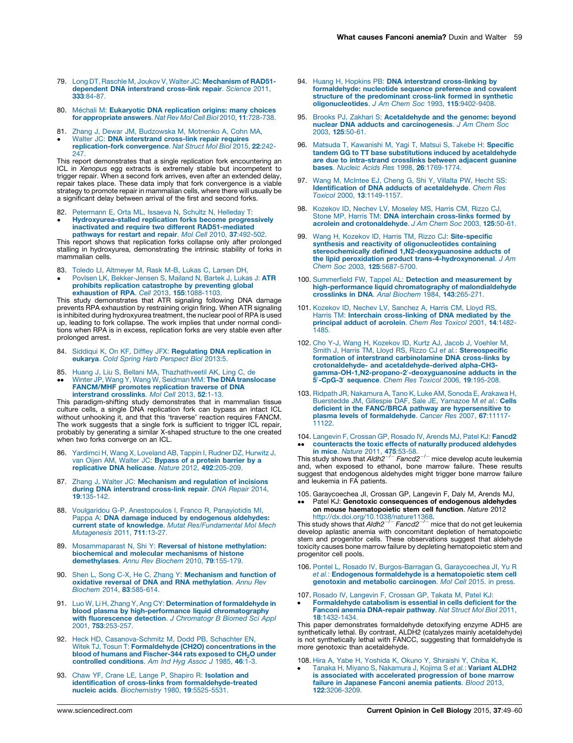79. Long DT, Raschle M, Joukov V, Walter JC: **Mechanism of RAD51-dependent DNA interstrand cross-link repair**. *Science* 2011, **333**:84-87.

80. Méchali M: **Eukaryotic DNA replication origins: many choices for appropriate answers**. *Nat Rev Mol Cell Biol* 2010, **11**:728-738.

81. • Zhang J, Dewar JM, Budzowska M, Motnenko A, Cohn MA, Walter JC: **DNA interstrand cross-link repair requires replication-fork convergence**. *Nat Struct Mol Biol* 2015, **22**:242-247.

This report demonstrates that a single replication fork encountering an ICL in *Xenopus* egg extracts is extremely stable but incompetent to trigger repair. When a second fork arrives, even after an extended delay, repair takes place. These data imply that fork convergence is a viable strategy to promote repair in mammalian cells, where there will usually be a significant delay between arrival of the first and second forks.

82. • Petermann E, Orta ML, Issaeva N, Schultz N, Helleday T: **Hydroxyurea-stalled replication forks become progressively inactivated and require two different RAD51-mediated pathways for restart and repair**. *Mol Cell* 2010, **37**:492-502.

This report shows that replication forks collapse only after prolonged stalling in hydroxyurea, demonstrating the intrinsic stability of forks in mammalian cells.

83. • Toledo LI, Altmeyer M, Rask M-B, Lukas C, Larsen DH, Povlsen LK, Bekker-Jensen S, Mailand N, Bartek J, Lukas J: **ATR prohibits replication catastrophe by preventing global exhaustion of RPA**. *Cell* 2013, **155**:1088-1103.

This study demonstrates that ATR signaling following DNA damage prevents RPA exhaustion by restraining origin firing. When ATR signaling is inhibited during hydroxyurea treatment, the nuclear pool of RPA is used up, leading to fork collapse. The work implies that under normal conditions when RPA is in excess, replication forks are very stable even after prolonged arrest.

84. Siddiqui K, On KF, Diffley JFX: **Regulating DNA replication in eukarya**. *Cold Spring Harb Perspect Biol* 2013:5.

85. •• Huang J, Liu S, Bellani MA, Thazhathveetil AK, Ling C, de Winter JP, Wang Y, Wang W, Seidman MM: **The DNA translocase FANCM/MHF promotes replication traverse of DNA interstrand crosslinks**. *Mol Cell* 2013, **52**:1-13.

This paradigm-shifting study demonstrates that in mammalian tissue culture cells, a single DNA replication fork can bypass an intact ICL without unhooking it, and that this 'traverse' reaction requires FANCM. The work suggests that a single fork is sufficient to trigger ICL repair, probably by generating a similar X-shaped structure to the one created when two forks converge on an ICL.

86. Yardimci H, Wang X, Loveland AB, Tappin I, Rudner DZ, Hurwitz J, van Oijen AM, Walter JC: **Bypass of a protein barrier by a replicative DNA helicase**. *Nature* 2012, **492**:205-209.

87. Zhang J, Walter JC: **Mechanism and regulation of incisions during DNA interstrand cross-link repair**. *DNA Repair* 2014, **19**:135-142.

88. Voulgaridou G-P, Anestopoulos I, Franco R, Panayiotidis MI, Pappa A: **DNA damage induced by endogenous aldehydes: current state of knowledge**. *Mutat Res/Fundamental Mol Mech Mutagenesis* 2011, **711**:13-27.

89. Mosammaparast N, Shi Y: **Reversal of histone methylation: biochemical and molecular mechanisms of histone demethylases**. *Annu Rev Biochem* 2010, **79**:155-179.

90. Shen L, Song C-X, He C, Zhang Y: **Mechanism and function of oxidative reversal of DNA and RNA methylation**. *Annu Rev Biochem* 2014, **83**:585-614.

91. Luo W, Li H, Zhang Y, Ang CY: **Determination of formaldehyde in blood plasma by high-performance liquid chromatography with fluorescence detection**. *J Chromatogr B Biomed Sci Appl* 2001, **753**:253-257.

92. Heck HD, Casanova-Schmitz M, Dodd PB, Schachter EN, Witek TJ, Tosun T: **Formaldehyde ($CH_2O$) concentrations in the blood of humans and Fischer-344 rats exposed to $CH_2O$ under controlled conditions**. *Am Ind Hyg Assoc J* 1985, **46**:1-3.

93. Chaw YF, Crane LE, Lange P, Shapiro R: **Isolation and identification of cross-links from formaldehyde-treated nucleic acids**. *Biochemistry* 1980, **19**:5525-5531.

94. Huang H, Hopkins PB: **DNA interstrand cross-linking by formaldehyde: nucleotide sequence preference and covalent structure of the predominant cross-link formed in synthetic oligonucleotides**. *J Am Chem Soc* 1993, **115**:9402-9408.

95. Brooks PJ, Zakhari S: **Acetaldehyde and the genome: beyond nuclear DNA adducts and carcinogenesis**. *J Am Chem Soc* 2003, **125**:50-61.

96. Matsuda T, Kawanishi M, Yagi T, Matsui S, Takebe H: **Specific tandem GG to TT base substitutions induced by acetaldehyde are due to intra-strand crosslinks between adjacent guanine bases**. *Nucleic Acids Res* 1998, **26**:1769-1774.

97. Wang M, McIntee EJ, Cheng G, Shi Y, Villalta PW, Hecht SS: **Identification of DNA adducts of acetaldehyde**. *Chem Res Toxicol* 2000, **13**:1149-1157.

98. Kozekov ID, Nechev LV, Moseley MS, Harris CM, Rizzo CJ, Stone MP, Harris TM: **DNA interchain cross-links formed by acrolein and crotonaldehyde**. *J Am Chem Soc* 2003, **125**:50-61.

99. Wang H, Kozekov ID, Harris TM, Rizzo CJ: **Site-specific synthesis and reactivity of oligonucleotides containing stereochemically defined 1,N2-deoxyguanosine adducts of the lipid peroxidation product trans-4-hydroxynonenal**. *J Am Chem Soc* 2003, **125**:5687-5700.

100. Summerfield FW, Tappel AL: **Detection and measurement by high-performance liquid chromatography of malondialdehyde crosslinks in DNA**. *Anal Biochem* 1984, **143**:265-271.

101. Kozekov ID, Nechev LV, Sanchez A, Harris CM, Lloyd RS, Harris TM: **Interchain cross-linking of DNA mediated by the principal adduct of acrolein**. *Chem Res Toxicol* 2001, **14**:1482-1485.

102. Cho Y-J, Wang H, Kozekov ID, Kurtz AJ, Jacob J, Voehler M, Smith J, Harris TM, Lloyd RS, Rizzo CJ *et al.*: **Stereospecific formation of interstrand carbinolamine DNA cross-links by crotonaldehyde- and acetaldehyde-derived alpha-CH3-gamma-OH-1,N2-propano-2′-deoxyguanosine adducts in the 5′-CpG-3′ sequence**. *Chem Res Toxicol* 2006, **19**:195-208.

103. Ridpath JR, Nakamura A, Tano K, Luke AM, Sonoda E, Arakawa H, Buerstedde JM, Gillespie DAF, Sale JE, Yamazoe M *et al.*: **Cells deficient in the FANC/BRCA pathway are hypersensitive to plasma levels of formaldehyde**. *Cancer Res* 2007, **67**:11117-11122.

104. •• Langevin F, Crossan GP, Rosado IV, Arends MJ, Patel KJ: **Fancd2 counteracts the toxic effects of naturally produced aldehydes in mice**. *Nature* 2011, **475**:53-58.

This study shows that $Aldh2^{-/-}$ $Fancd2^{-/-}$ mice develop acute leukemia and, when exposed to ethanol, bone marrow failure. These results suggest that endogenous aldehydes might trigger bone marrow failure and leukemia in FA patients.

105. •• Garaycoechea JI, Crossan GP, Langevin F, Daly M, Arends MJ, Patel KJ: **Genotoxic consequences of endogenous aldehydes on mouse haematopoietic stem cell function**. *Nature* 2012 http://dx.doi.org/10.1038/nature11368.

This study shows that $Aldh2^{-/-}$ $Fancd2^{-/-}$ mice that do not get leukemia develop aplastic anemia with concomitant depletion of hematopoietic stem and progenitor cells. These observations suggest that aldehyde toxicity causes bone marrow failure by depleting hematopoietic stem and progenitor cell pools.

106. Pontel L, Rosado IV, Burgos-Barragan G, Garaycoechea JI, Yu R *et al.*: **Endogenous formaldehyde is a hematopoietic stem cell genotoxin and metabolic carcinogen**. *Mol Cell* 2015. in press.

107. • Rosado IV, Langevin F, Crossan GP, Takata M, Patel KJ: **Formaldehyde catabolism is essential in cells deficient for the Fanconi anemia DNA-repair pathway**. *Nat Struct Mol Biol* 2011, **18**:1432-1434.

This paper demonstrates formaldehyde detoxifying enzyme ADH5 are synthetically lethal. By contrast, ALDH2 (catalyzes mainly acetaldehyde) is not synthetically lethal with FANCC, suggesting that formaldehyde is more genotoxic than acetaldehyde.

108. • Hira A, Yabe H, Yoshida K, Okuno Y, Shiraishi Y, Chiba K, Tanaka H, Miyano S, Nakamura J, Kojima S *et al.*: **Variant ALDH2 is associated with accelerated progression of bone marrow failure in Japanese Fanconi anemia patients**. *Blood* 2013, **122**:3206-3209.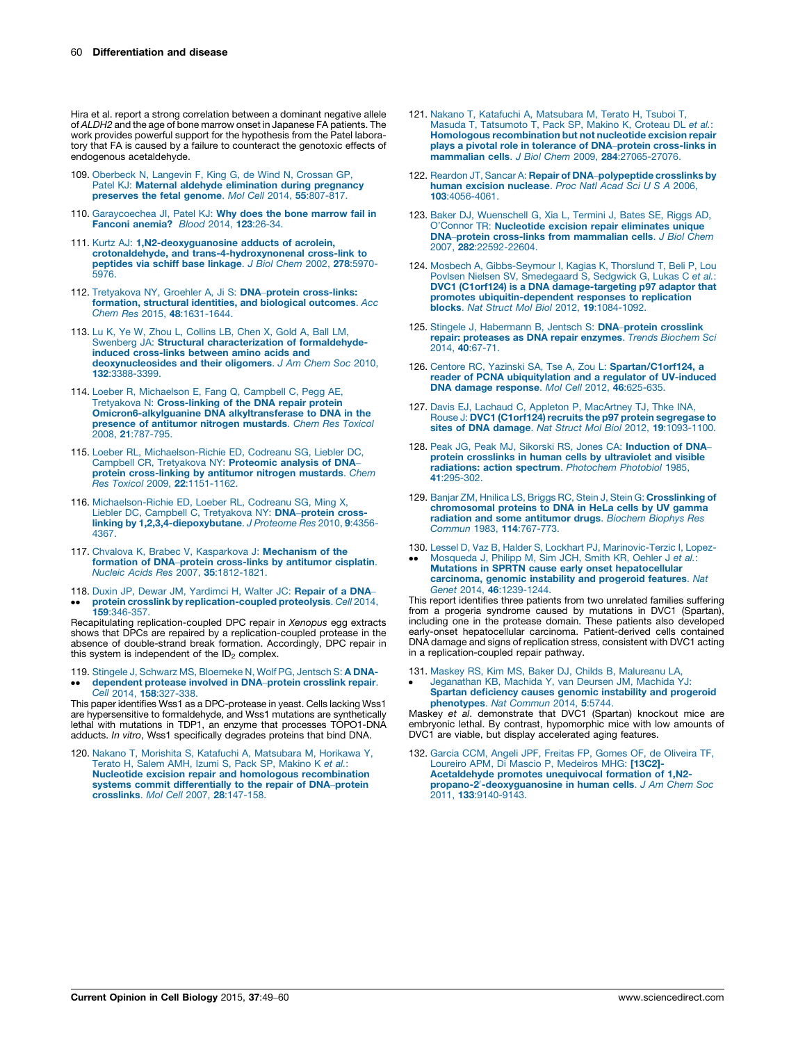Hira et al. report a strong correlation between a dominant negative allele of *ALDH2* and the age of bone marrow onset in Japanese FA patients. The work provides powerful support for the hypothesis from the Patel laboratory that FA is caused by a failure to counteract the genotoxic effects of endogenous acetaldehyde.

109. Oberbeck N, Langevin F, King G, de Wind N, Crossan GP, Patel KJ: **Maternal aldehyde elimination during pregnancy preserves the fetal genome**. *Mol Cell* 2014, **55**:807-817.

110. Garaycoechea JI, Patel KJ: **Why does the bone marrow fail in Fanconi anemia?** *Blood* 2014, **123**:26-34.

111. Kurtz AJ: **1,N2-deoxyguanosine adducts of acrolein, crotonaldehyde, and trans-4-hydroxynonenal cross-link to peptides via schiff base linkage**. *J Biol Chem* 2002, **278**:5970-5976.

112. Tretyakova NY, Groehler A, Ji S: **DNA–protein cross-links: formation, structural identities, and biological outcomes**. *Acc Chem Res* 2015, **48**:1631-1644.

113. Lu K, Ye W, Zhou L, Collins LB, Chen X, Gold A, Ball LM, Swenberg JA: **Structural characterization of formaldehyde-induced cross-links between amino acids and deoxynucleosides and their oligomers**. *J Am Chem Soc* 2010, **132**:3388-3399.

114. Loeber R, Michaelson E, Fang Q, Campbell C, Pegg AE, Tretyakova N: **Cross-linking of the DNA repair protein Omicron6-alkylguanine DNA alkyltransferase to DNA in the presence of antitumor nitrogen mustards**. *Chem Res Toxicol* 2008, **21**:787-795.

115. Loeber RL, Michaelson-Richie ED, Codreanu SG, Liebler DC, Campbell CR, Tretyakova NY: **Proteomic analysis of DNA–protein cross-linking by antitumor nitrogen mustards**. *Chem Res Toxicol* 2009, **22**:1151-1162.

116. Michaelson-Richie ED, Loeber RL, Codreanu SG, Ming X, Liebler DC, Campbell C, Tretyakova NY: **DNA–protein cross-linking by 1,2,3,4-diepoxybutane**. *J Proteome Res* 2010, **9**:4356-4367.

117. Chvalova K, Brabec V, Kasparkova J: **Mechanism of the formation of DNA–protein cross-links by antitumor cisplatin**. *Nucleic Acids Res* 2007, **35**:1812-1821.

118. •• Duxin JP, Dewar JM, Yardimci H, Walter JC: **Repair of a DNA–protein crosslink by replication-coupled proteolysis**. *Cell* 2014, **159**:346-357.

Recapitulating replication-coupled DPC repair in *Xenopus* egg extracts shows that DPCs are repaired by a replication-coupled protease in the absence of double-strand break formation. Accordingly, DPC repair in this system is independent of the $ID_2$ complex.

119. •• Stingele J, Schwarz MS, Bloemeke N, Wolf PG, Jentsch S: **A DNA-dependent protease involved in DNA–protein crosslink repair**. *Cell* 2014, **158**:327-338.

This paper identifies Wss1 as a DPC-protease in yeast. Cells lacking Wss1 are hypersensitive to formaldehyde, and Wss1 mutations are synthetically lethal with mutations in TDP1, an enzyme that processes TOPO1-DNA adducts. *In vitro*, Wss1 specifically degrades proteins that bind DNA.

120. Nakano T, Morishita S, Katafuchi A, Matsubara M, Horikawa Y, Terato H, Salem AMH, Izumi S, Pack SP, Makino K *et al.*: **Nucleotide excision repair and homologous recombination systems commit differentially to the repair of DNA–protein crosslinks**. *Mol Cell* 2007, **28**:147-158.

121. Nakano T, Katafuchi A, Matsubara M, Terato H, Tsuboi T, Masuda T, Tatsumoto T, Pack SP, Makino K, Croteau DL *et al.*: **Homologous recombination but not nucleotide excision repair plays a pivotal role in tolerance of DNA–protein cross-links in mammalian cells**. *J Biol Chem* 2009, **284**:27065-27076.

122. Reardon JT, Sancar A: **Repair of DNA–polypeptide crosslinks by human excision nuclease**. *Proc Natl Acad Sci U S A* 2006, **103**:4056-4061.

123. Baker DJ, Wuenschell G, Xia L, Termini J, Bates SE, Riggs AD, O'Connor TR: **Nucleotide excision repair eliminates unique DNA–protein cross-links from mammalian cells**. *J Biol Chem* 2007, **282**:22592-22604.

124. Mosbech A, Gibbs-Seymour I, Kagias K, Thorslund T, Beli P, Lou Povlsen Nielsen SV, Smedegaard S, Sedgwick G, Lukas C *et al.*: **DVC1 (C1orf124) is a DNA damage-targeting p97 adaptor that promotes ubiquitin-dependent responses to replication blocks**. *Nat Struct Mol Biol* 2012, **19**:1084-1092.

125. Stingele J, Habermann B, Jentsch S: **DNA–protein crosslink repair: proteases as DNA repair enzymes**. *Trends Biochem Sci* 2014, **40**:67-71.

126. Centore RC, Yazinski SA, Tse A, Zou L: **Spartan/C1orf124, a reader of PCNA ubiquitylation and a regulator of UV-induced DNA damage response**. *Mol Cell* 2012, **46**:625-635.

127. Davis EJ, Lachaud C, Appleton P, MacArtney TJ, Thke INA, Rouse J: **DVC1 (C1orf124) recruits the p97 protein segregase to sites of DNA damage**. *Nat Struct Mol Biol* 2012, **19**:1093-1100.

128. Peak JG, Peak MJ, Sikorski RS, Jones CA: **Induction of DNA–protein crosslinks in human cells by ultraviolet and visible radiations: action spectrum**. *Photochem Photobiol* 1985, **41**:295-302.

129. Banjar ZM, Hnilica LS, Briggs RC, Stein J, Stein G: **Crosslinking of chromosomal proteins to DNA in HeLa cells by UV gamma radiation and some antitumor drugs**. *Biochem Biophys Res Commun* 1983, **114**:767-773.

130. •• Lessel D, Vaz B, Halder S, Lockhart PJ, Marinovic-Terzic I, Lopez-Mosqueda J, Philipp M, Sim JCH, Smith KR, Oehler J *et al.*: **Mutations in SPRTN cause early onset hepatocellular carcinoma, genomic instability and progeroid features**. *Nat Genet* 2014, **46**:1239-1244.

This report identifies three patients from two unrelated families suffering from a progeria syndrome caused by mutations in DVC1 (Spartan), including one in the protease domain. These patients also developed early-onset hepatocellular carcinoma. Patient-derived cells contained DNA damage and signs of replication stress, consistent with DVC1 acting in a replication-coupled repair pathway.

131. • Maskey RS, Kim MS, Baker DJ, Childs B, Malureanu LA, Jeganathan KB, Machida Y, van Deursen JM, Machida YJ: **Spartan deficiency causes genomic instability and progeroid phenotypes**. *Nat Commun* 2014, **5**:5744.

Maskey *et al*. demonstrate that DVC1 (Spartan) knockout mice are embryonic lethal. By contrast, hypomorphic mice with low amounts of DVC1 are viable, but display accelerated aging features.

132. Garcia CCM, Angeli JPF, Freitas FP, Gomes OF, de Oliveira TF, Loureiro APM, Di Mascio P, Medeiros MHG: **[13C2]-Acetaldehyde promotes unequivocal formation of 1,N2-propano-2′-deoxyguanosine in human cells**. *J Am Chem Soc* 2011, **133**:9140-9143.